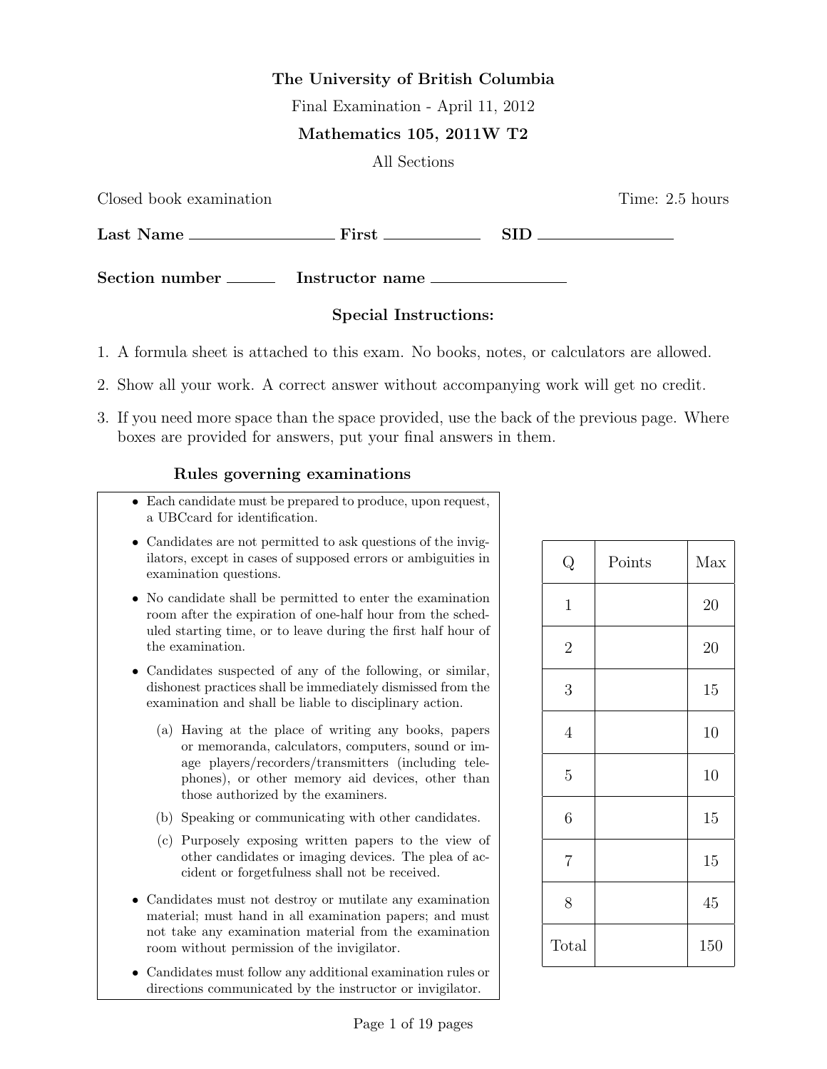**The University of British Columbia**

Final Examination - April 11, 2012

**Mathematics 105, 2011W T2**

All Sections

Closed book examination | Time: 2.5 hours

**Last Name** ________________ **First** ____________ **SID** ________________

**Section number** ______ **Instructor name** ________________

### Special Instructions:

1. A formula sheet is attached to this exam. No books, notes, or calculators are allowed.
2. Show all your work. A correct answer without accompanying work will get no credit.
3. If you need more space than the space provided, use the back of the previous page. Where boxes are provided for answers, put your final answers in them.

### Rules governing examinations

- Each candidate must be prepared to produce, upon request, a UBCcard for identification.
- Candidates are not permitted to ask questions of the invigilators, except in cases of supposed errors or ambiguities in examination questions.
- No candidate shall be permitted to enter the examination room after the expiration of one-half hour from the scheduled starting time, or to leave during the first half hour of the examination.
- Candidates suspected of any of the following, or similar, dishonest practices shall be immediately dismissed from the examination and shall be liable to disciplinary action.
  - (a) Having at the place of writing any books, papers or memoranda, calculators, computers, sound or image players/recorders/transmitters (including telephones), or other memory aid devices, other than those authorized by the examiners.
  - (b) Speaking or communicating with other candidates.
  - (c) Purposely exposing written papers to the view of other candidates or imaging devices. The plea of accident or forgetfulness shall not be received.
- Candidates must not destroy or mutilate any examination material; must hand in all examination papers; and must not take any examination material from the examination room without permission of the invigilator.
- Candidates must follow any additional examination rules or directions communicated by the instructor or invigilator.

| Q | Points | Max |
|---|---|---|
| 1 | | 20 |
| 2 | | 20 |
| 3 | | 15 |
| 4 | | 10 |
| 5 | | 10 |
| 6 | | 15 |
| 7 | | 15 |
| 8 | | 45 |
| Total | | 150 |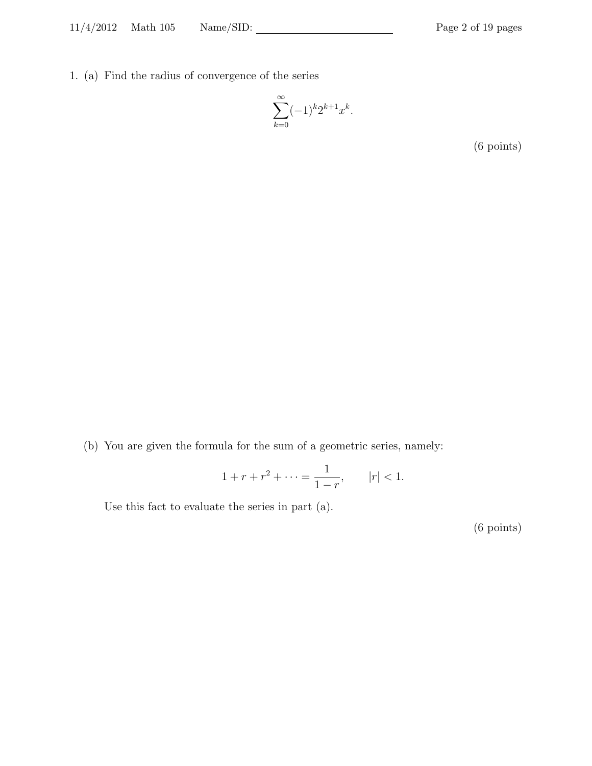1. (a) Find the radius of convergence of the series

$$\sum_{k=0}^{\infty} (-1)^k 2^{k+1} x^k.$$

(6 points)

(b) You are given the formula for the sum of a geometric series, namely:

$$1 + r + r^2 + \cdots = \frac{1}{1-r}, \qquad |r| < 1.$$

Use this fact to evaluate the series in part (a).

(6 points)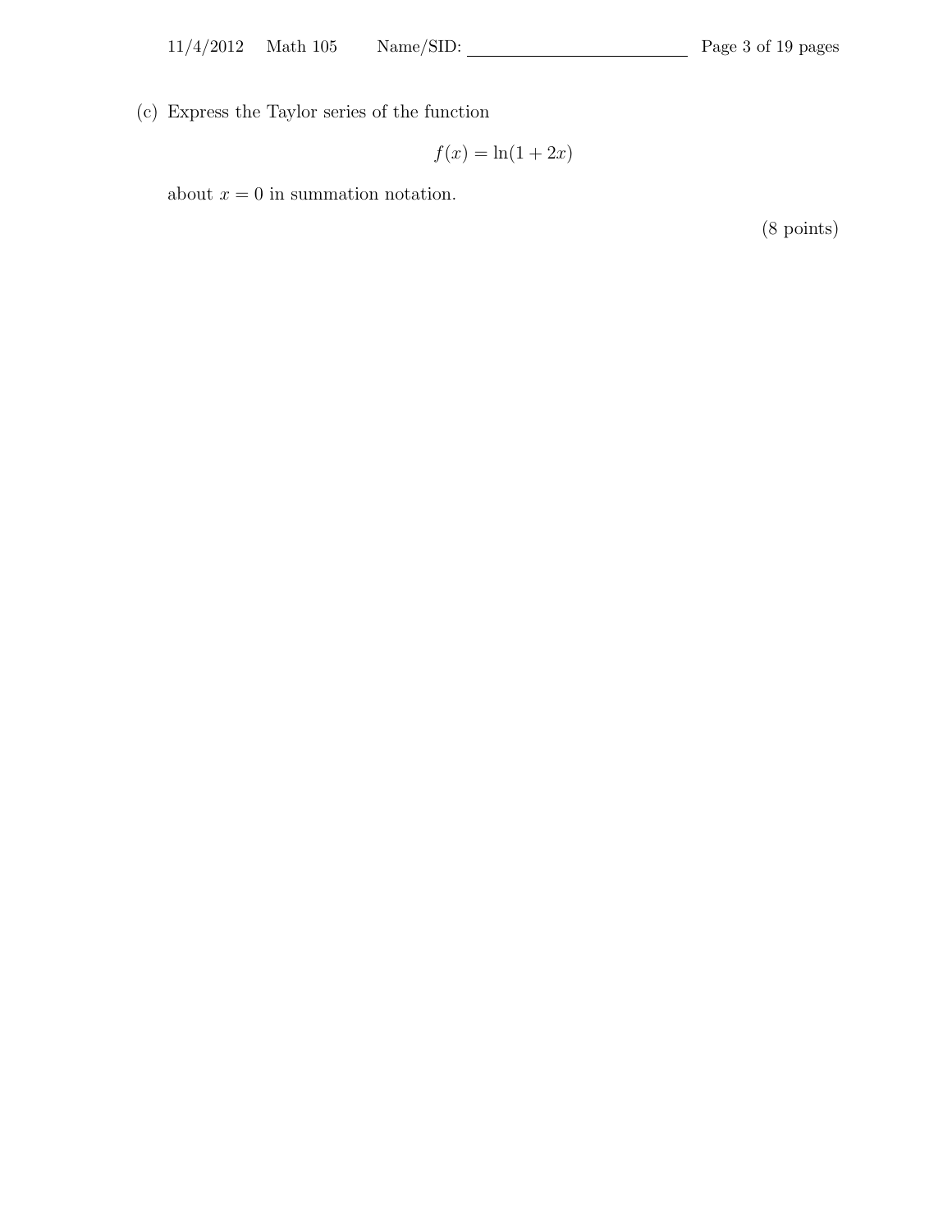(c) Express the Taylor series of the function

$$f(x) = \ln(1 + 2x)$$

about $x = 0$ in summation notation.

(8 points)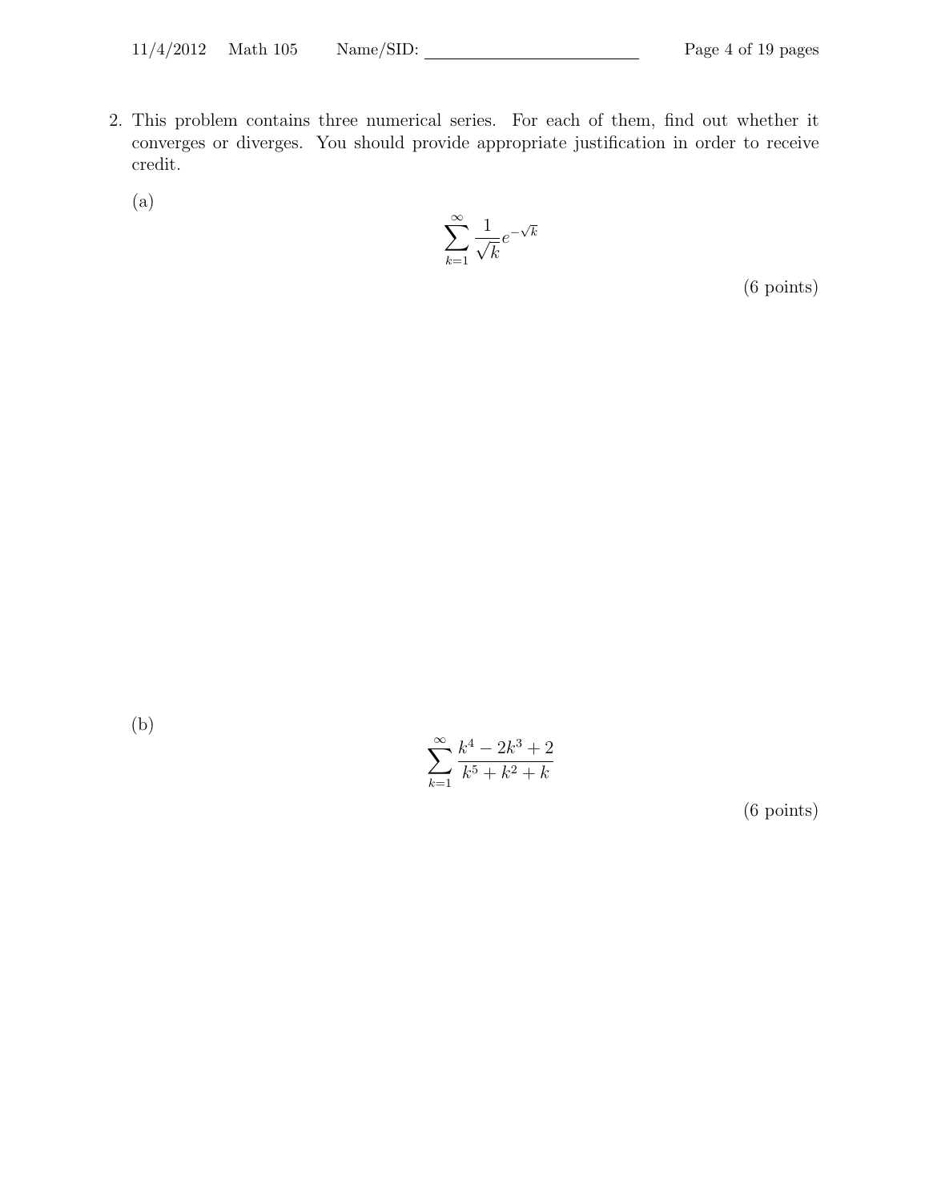2. This problem contains three numerical series. For each of them, find out whether it converges or diverges. You should provide appropriate justification in order to receive credit.

   (a)

$$\sum_{k=1}^{\infty} \frac{1}{\sqrt{k}} e^{-\sqrt{k}}$$

(6 points)

   (b)

$$\sum_{k=1}^{\infty} \frac{k^4 - 2k^3 + 2}{k^5 + k^2 + k}$$

(6 points)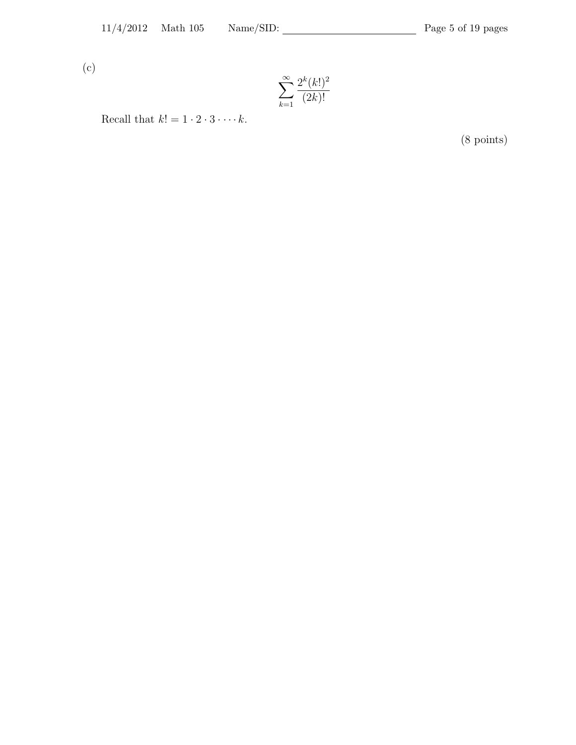(c)

$$\sum_{k=1}^{\infty} \frac{2^k (k!)^2}{(2k)!}$$

Recall that $k! = 1 \cdot 2 \cdot 3 \cdot \cdots \cdot k$.

(8 points)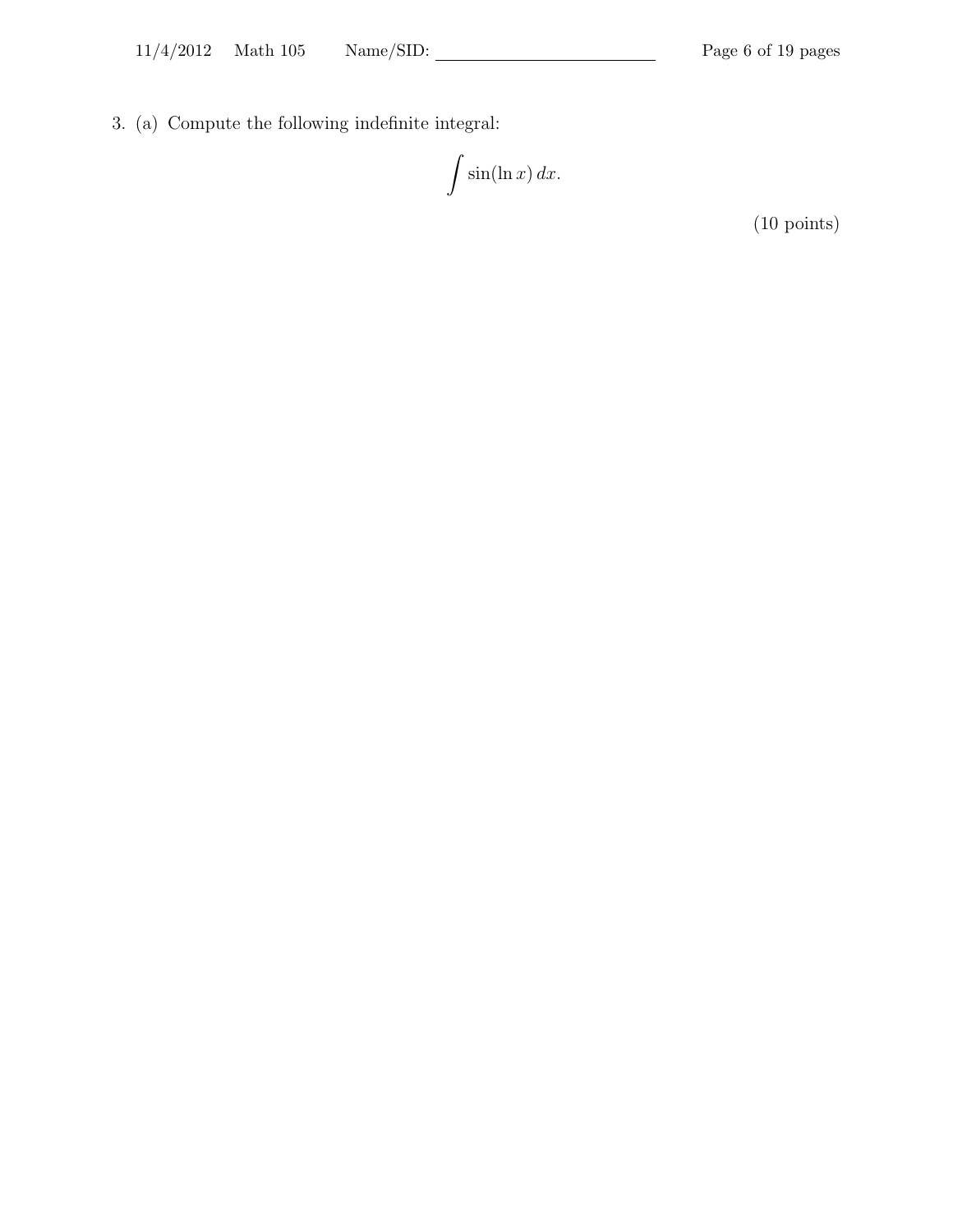3. (a) Compute the following indefinite integral:

$$\int \sin(\ln x)\, dx.$$

(10 points)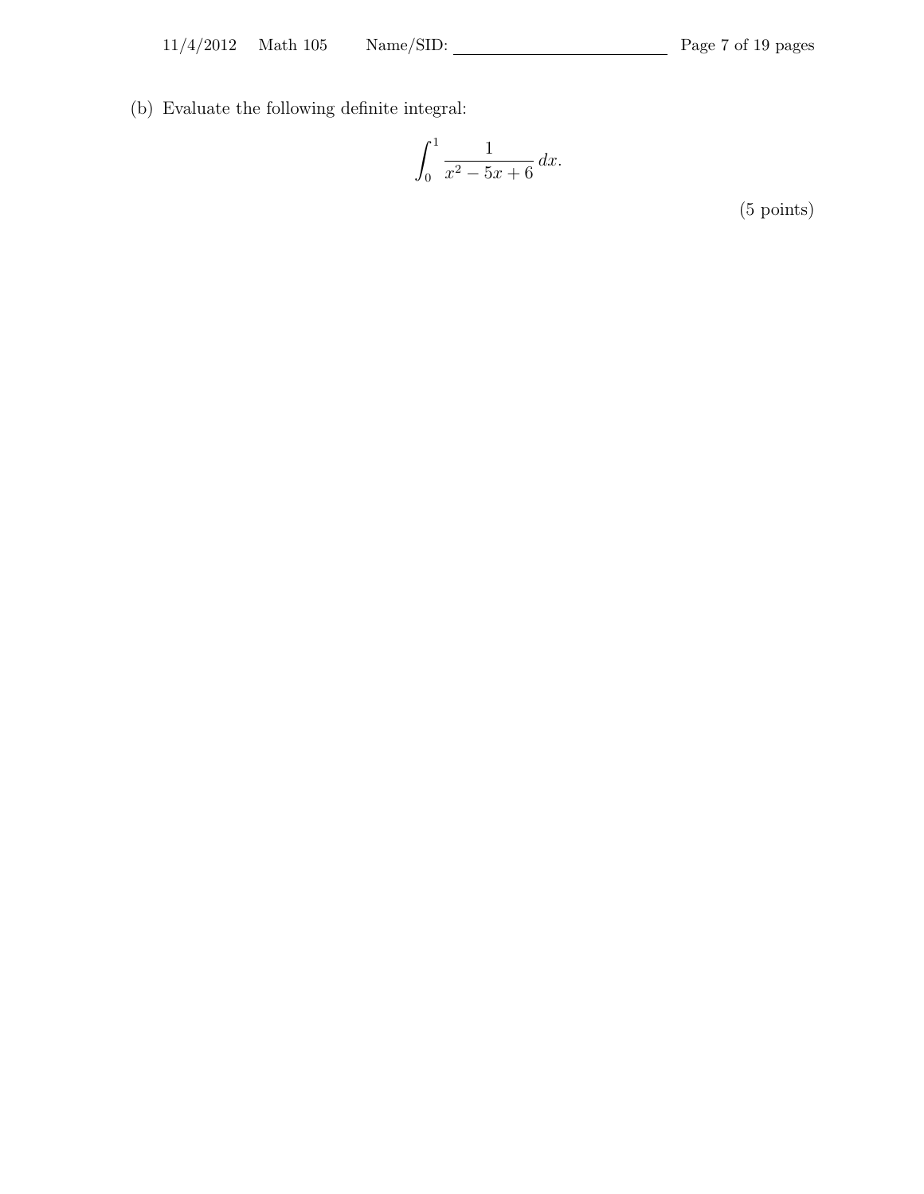(b) Evaluate the following definite integral:

$$\int_0^1 \frac{1}{x^2 - 5x + 6}\, dx.$$

(5 points)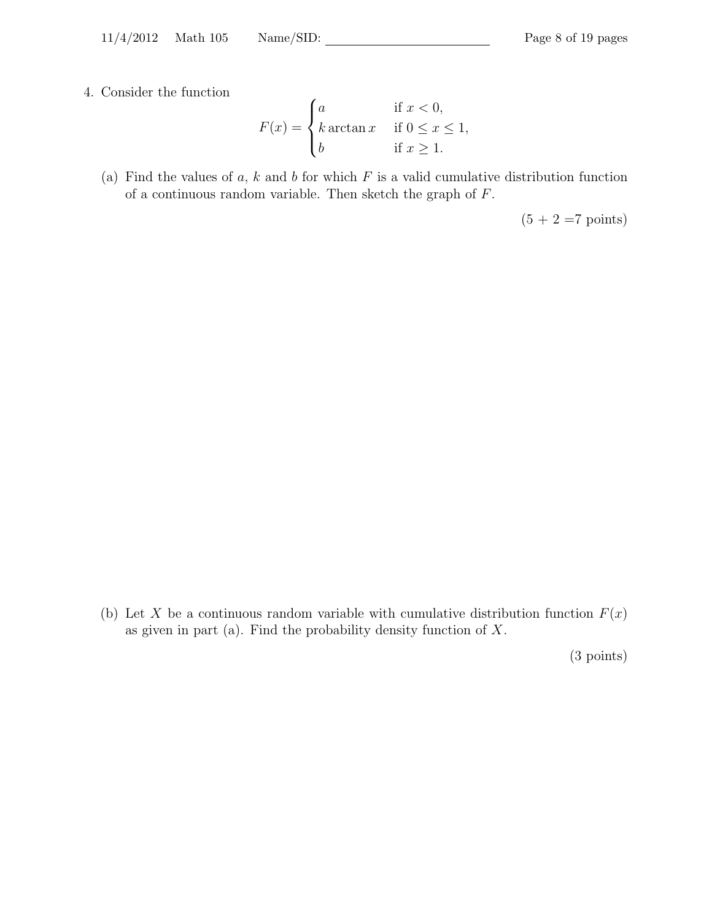4. Consider the function

$$F(x) = \begin{cases} a & \text{if } x < 0, \\ k \arctan x & \text{if } 0 \leq x \leq 1, \\ b & \text{if } x \geq 1. \end{cases}$$

(a) Find the values of $a$, $k$ and $b$ for which $F$ is a valid cumulative distribution function of a continuous random variable. Then sketch the graph of $F$.

(5 + 2 =7 points)

(b) Let $X$ be a continuous random variable with cumulative distribution function $F(x)$ as given in part (a). Find the probability density function of $X$.

(3 points)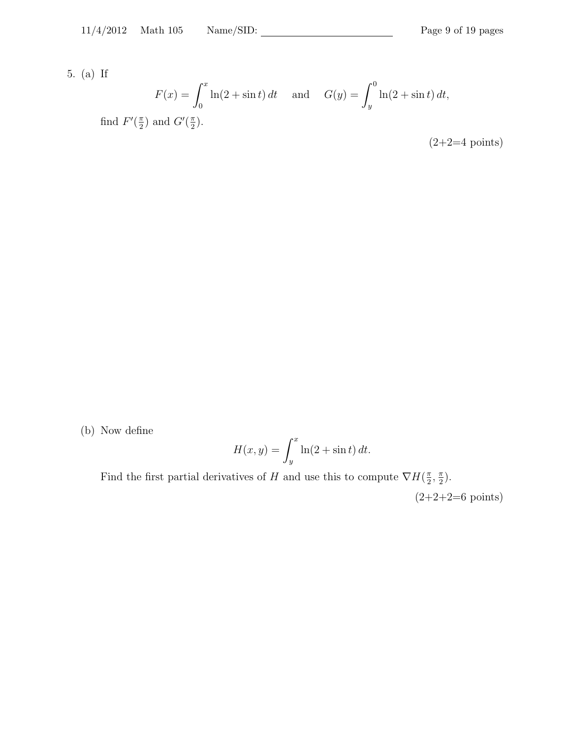5. (a) If

$$F(x) = \int_0^x \ln(2 + \sin t)\, dt \quad \text{and} \quad G(y) = \int_y^0 \ln(2 + \sin t)\, dt,$$

find $F'(\frac{\pi}{2})$ and $G'(\frac{\pi}{2})$.

(2+2=4 points)

(b) Now define

$$H(x, y) = \int_y^x \ln(2 + \sin t)\, dt.$$

Find the first partial derivatives of $H$ and use this to compute $\nabla H(\frac{\pi}{2}, \frac{\pi}{2})$.

(2+2+2=6 points)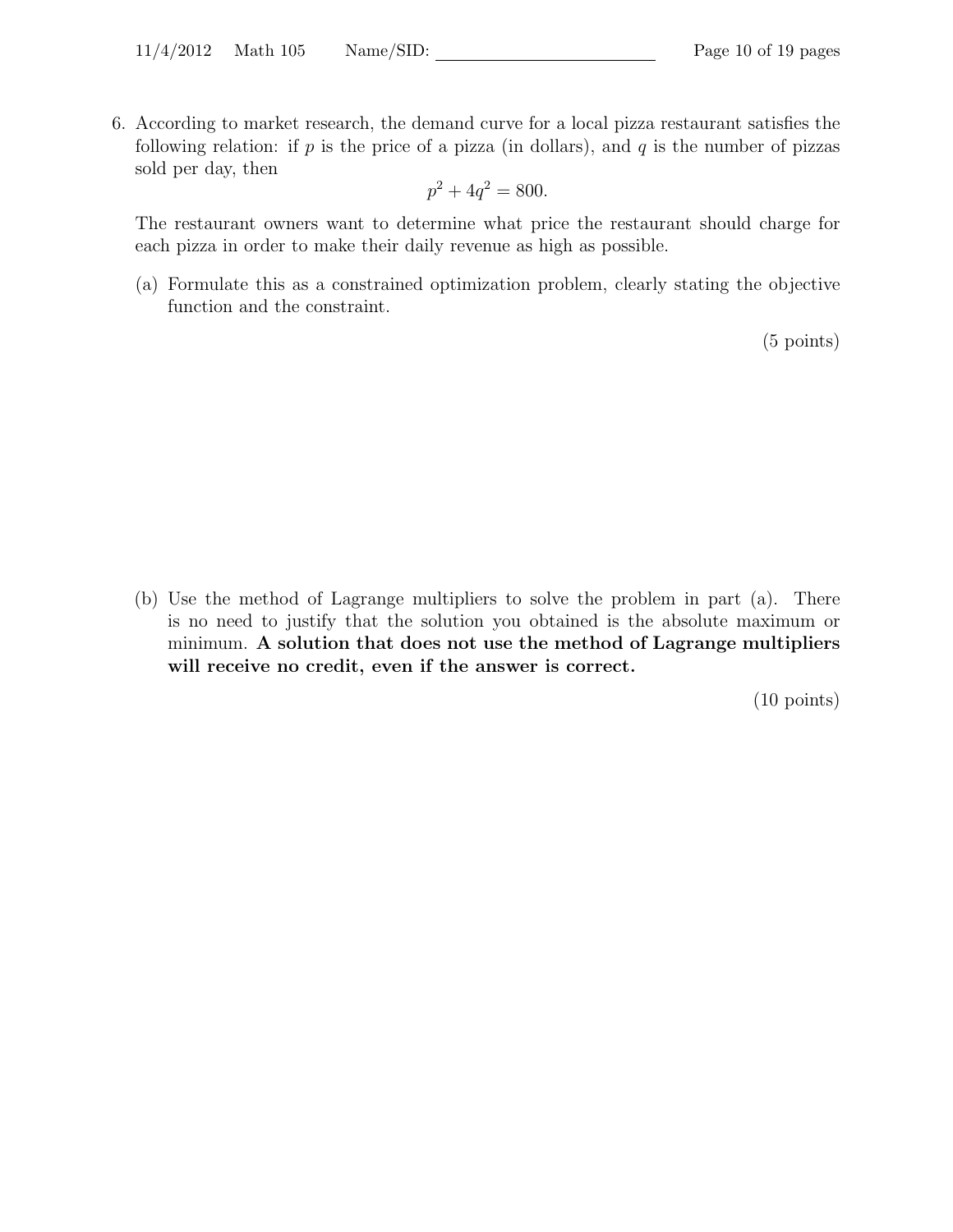6. According to market research, the demand curve for a local pizza restaurant satisfies the following relation: if $p$ is the price of a pizza (in dollars), and $q$ is the number of pizzas sold per day, then

$$p^2 + 4q^2 = 800.$$

The restaurant owners want to determine what price the restaurant should charge for each pizza in order to make their daily revenue as high as possible.

(a) Formulate this as a constrained optimization problem, clearly stating the objective function and the constraint.

(5 points)

(b) Use the method of Lagrange multipliers to solve the problem in part (a). There is no need to justify that the solution you obtained is the absolute maximum or minimum. **A solution that does not use the method of Lagrange multipliers will receive no credit, even if the answer is correct.**

(10 points)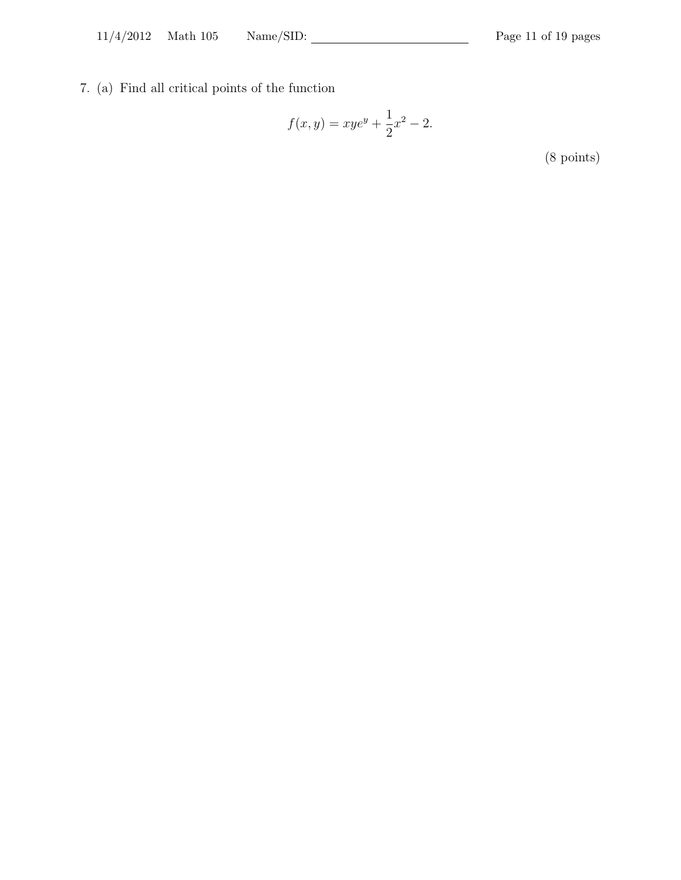7. (a) Find all critical points of the function

$$f(x, y) = xye^y + \frac{1}{2}x^2 - 2.$$

(8 points)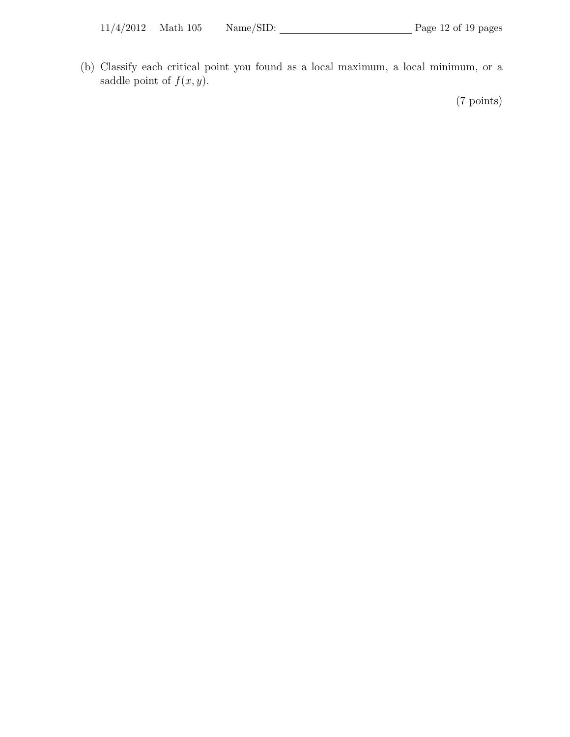(b) Classify each critical point you found as a local maximum, a local minimum, or a saddle point of $f(x, y)$.

(7 points)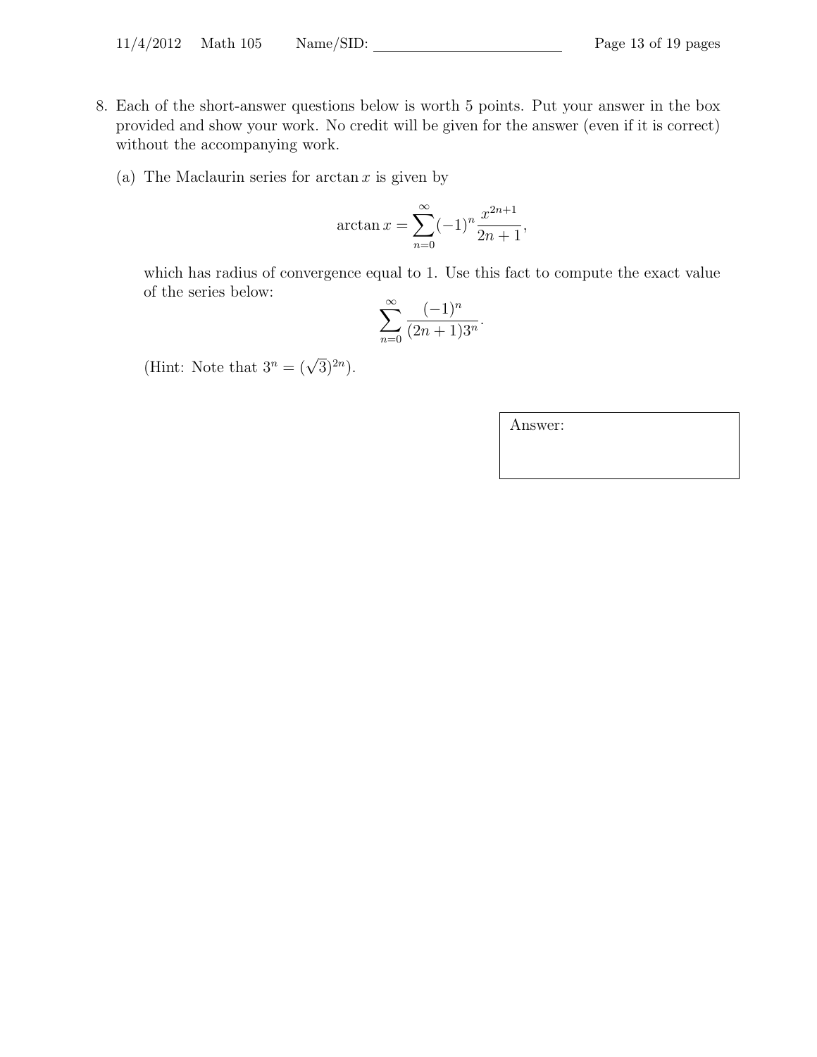8. Each of the short-answer questions below is worth 5 points. Put your answer in the box provided and show your work. No credit will be given for the answer (even if it is correct) without the accompanying work.

   (a) The Maclaurin series for $\arctan x$ is given by

   $$\arctan x = \sum_{n=0}^{\infty} (-1)^n \frac{x^{2n+1}}{2n+1},$$

   which has radius of convergence equal to 1. Use this fact to compute the exact value of the series below:

   $$\sum_{n=0}^{\infty} \frac{(-1)^n}{(2n+1)3^n}.$$

   (Hint: Note that $3^n = (\sqrt{3})^{2n}$).

| Answer: |
|---|
| |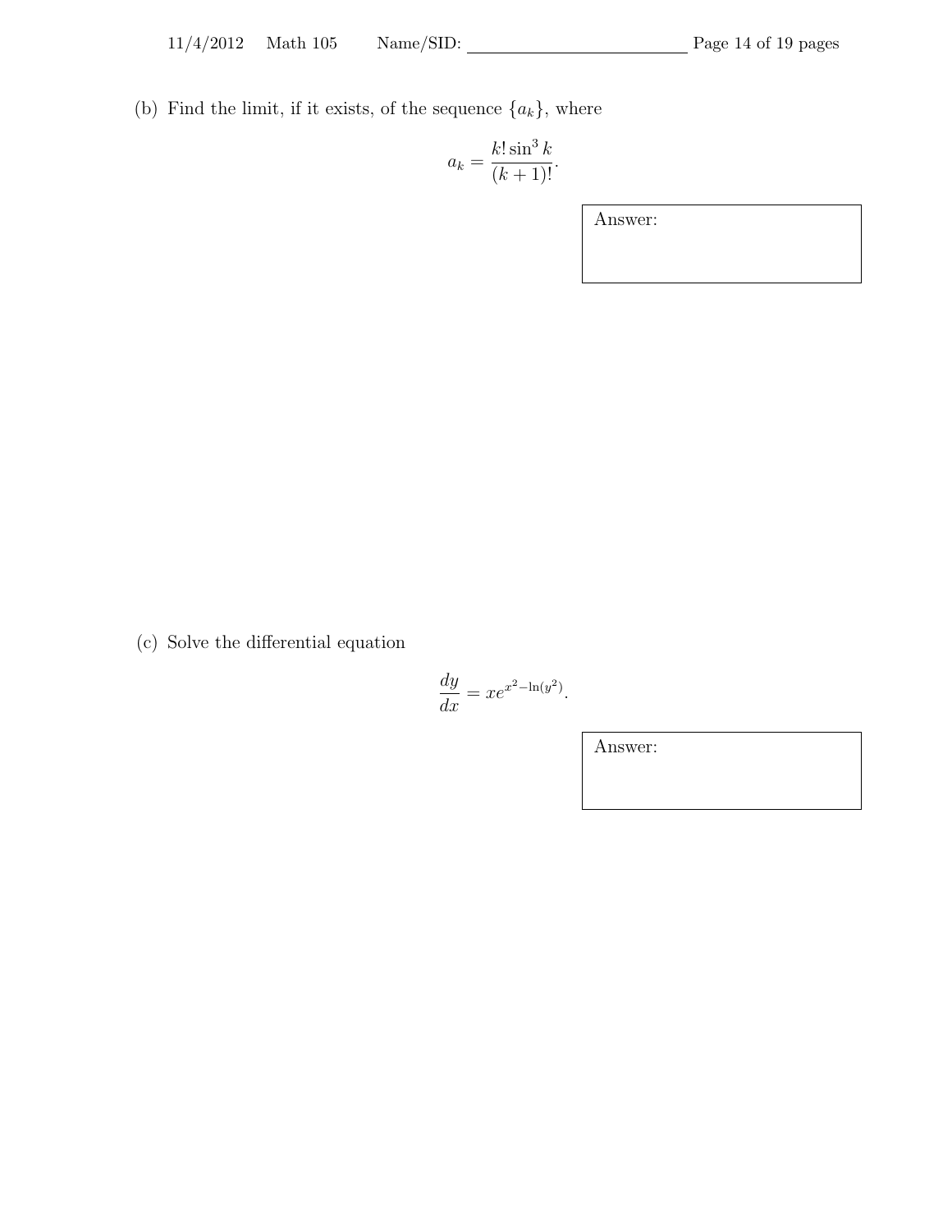(b) Find the limit, if it exists, of the sequence $\{a_k\}$, where

$$a_k = \frac{k! \sin^3 k}{(k+1)!}.$$

Answer:

(c) Solve the differential equation

$$\frac{dy}{dx} = xe^{x^2 - \ln(y^2)}.$$

Answer: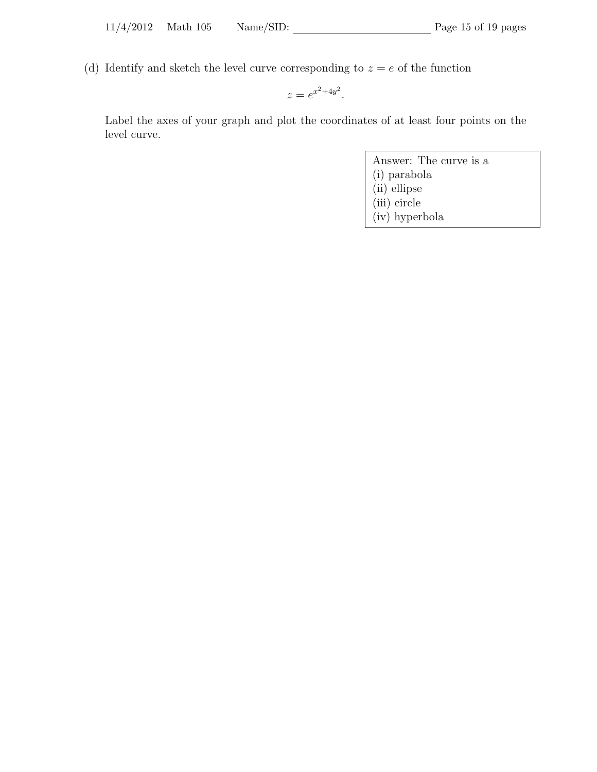(d) Identify and sketch the level curve corresponding to $z = e$ of the function

$$z = e^{x^2+4y^2}.$$

Label the axes of your graph and plot the coordinates of at least four points on the level curve.

| Answer: The curve is a |
| --- |
| (i) parabola |
| (ii) ellipse |
| (iii) circle |
| (iv) hyperbola |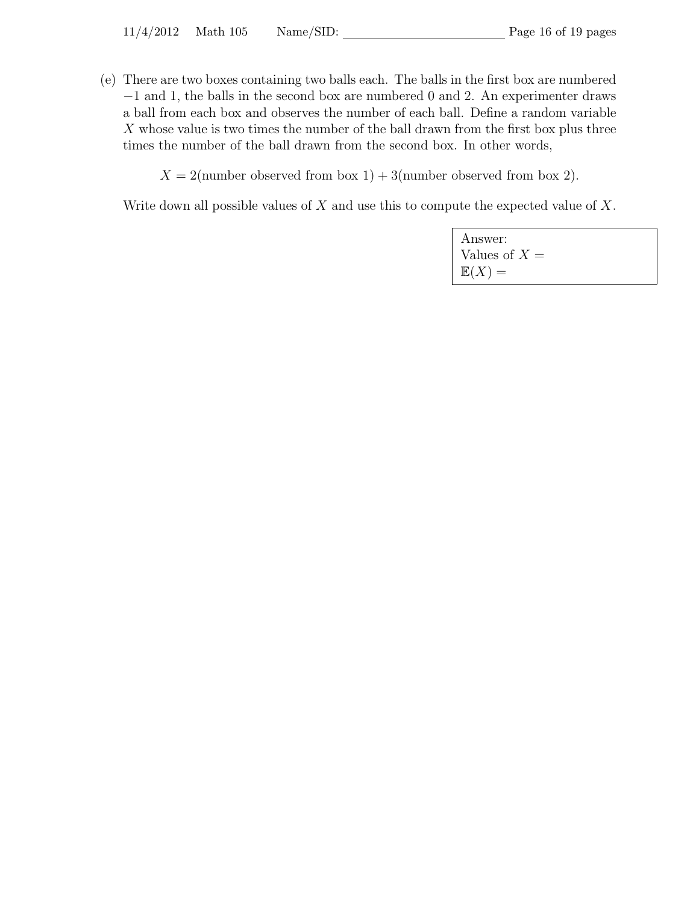(e) There are two boxes containing two balls each. The balls in the first box are numbered $-1$ and 1, the balls in the second box are numbered 0 and 2. An experimenter draws a ball from each box and observes the number of each ball. Define a random variable $X$ whose value is two times the number of the ball drawn from the first box plus three times the number of the ball drawn from the second box. In other words,

$$X = 2(\text{number observed from box 1}) + 3(\text{number observed from box 2}).$$

Write down all possible values of $X$ and use this to compute the expected value of $X$.

Answer:
Values of $X =$
$\mathbb{E}(X) =$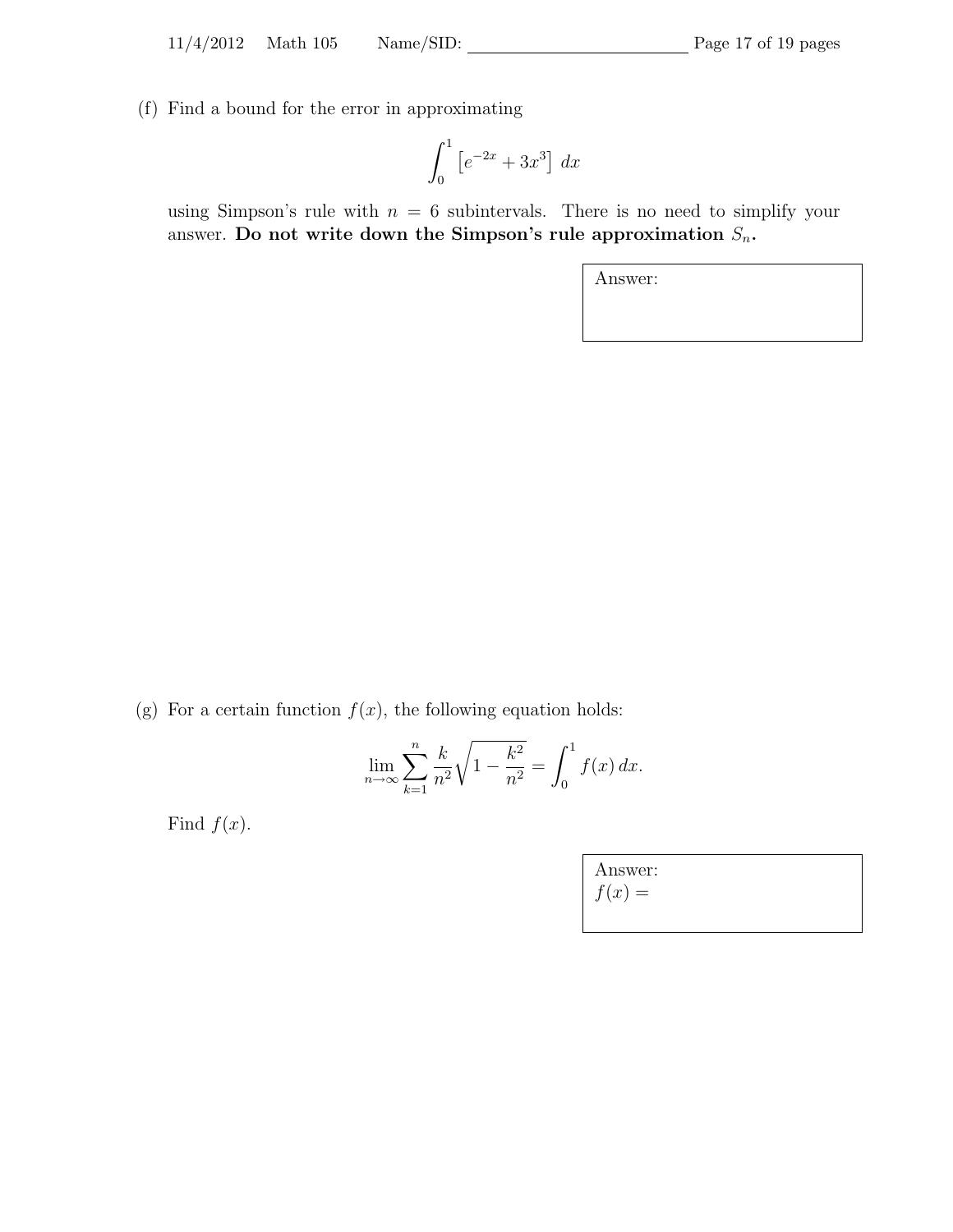(f) Find a bound for the error in approximating

$$\int_0^1 \left[e^{-2x} + 3x^3\right]\, dx$$

using Simpson's rule with $n = 6$ subintervals. There is no need to simplify your answer. **Do not write down the Simpson's rule approximation $S_n$.**

Answer:

(g) For a certain function $f(x)$, the following equation holds:

$$\lim_{n\to\infty} \sum_{k=1}^{n} \frac{k}{n^2}\sqrt{1 - \frac{k^2}{n^2}} = \int_0^1 f(x)\, dx.$$

Find $f(x)$.

Answer:
$f(x) =$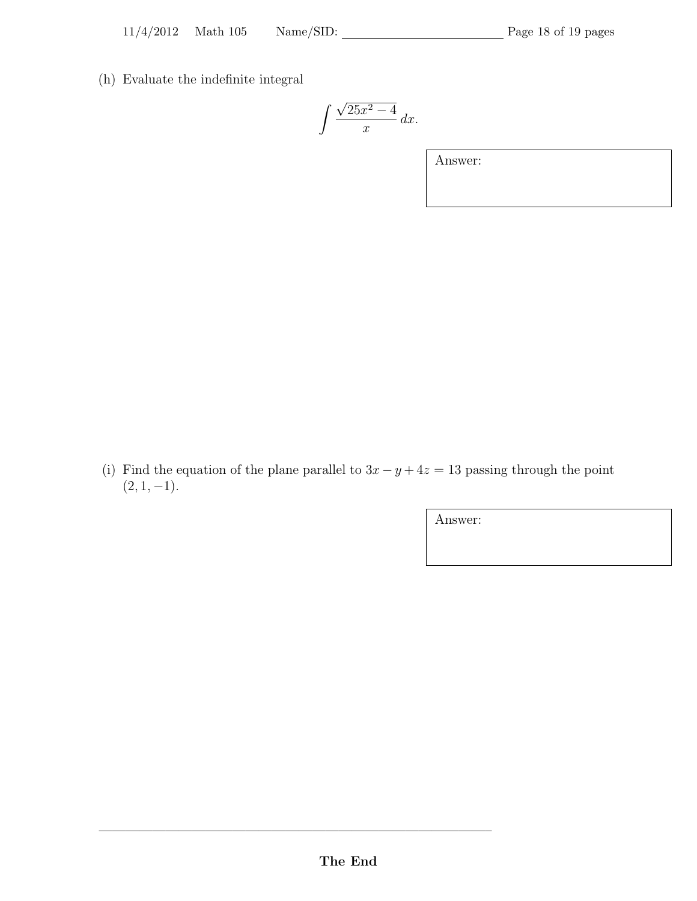(h) Evaluate the indefinite integral

$$\int \frac{\sqrt{25x^2 - 4}}{x}\, dx.$$

Answer:

(i) Find the equation of the plane parallel to $3x - y + 4z = 13$ passing through the point $(2, 1, -1)$.

Answer:

**The End**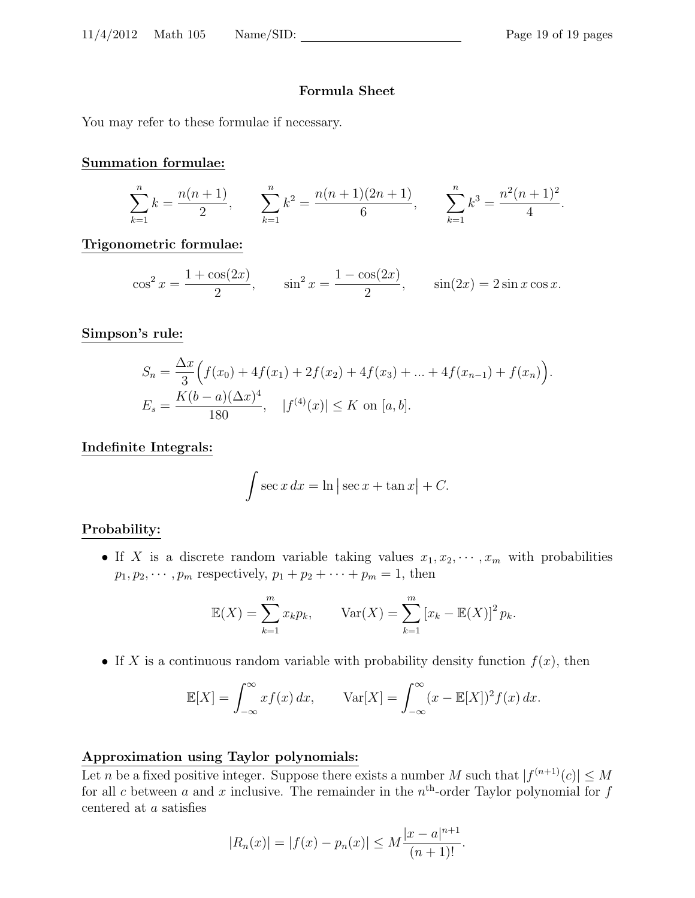## Formula Sheet

You may refer to these formulae if necessary.

**Summation formulae:**

$$\sum_{k=1}^{n} k = \frac{n(n+1)}{2}, \qquad \sum_{k=1}^{n} k^2 = \frac{n(n+1)(2n+1)}{6}, \qquad \sum_{k=1}^{n} k^3 = \frac{n^2(n+1)^2}{4}.$$

**Trigonometric formulae:**

$$\cos^2 x = \frac{1+\cos(2x)}{2}, \qquad \sin^2 x = \frac{1-\cos(2x)}{2}, \qquad \sin(2x) = 2\sin x \cos x.$$

**Simpson's rule:**

$$S_n = \frac{\Delta x}{3}\Big(f(x_0) + 4f(x_1) + 2f(x_2) + 4f(x_3) + \dots + 4f(x_{n-1}) + f(x_n)\Big).$$

$$E_s = \frac{K(b-a)(\Delta x)^4}{180}, \quad |f^{(4)}(x)| \leq K \text{ on } [a,b].$$

**Indefinite Integrals:**

$$\int \sec x \, dx = \ln\big|\sec x + \tan x\big| + C.$$

**Probability:**

- If $X$ is a discrete random variable taking values $x_1, x_2, \cdots, x_m$ with probabilities $p_1, p_2, \cdots, p_m$ respectively, $p_1 + p_2 + \cdots + p_m = 1$, then

$$\mathbb{E}(X) = \sum_{k=1}^{m} x_k p_k, \qquad \text{Var}(X) = \sum_{k=1}^{m} \left[x_k - \mathbb{E}(X)\right]^2 p_k.$$

- If $X$ is a continuous random variable with probability density function $f(x)$, then

$$\mathbb{E}[X] = \int_{-\infty}^{\infty} x f(x)\, dx, \qquad \text{Var}[X] = \int_{-\infty}^{\infty} (x - \mathbb{E}[X])^2 f(x)\, dx.$$

**Approximation using Taylor polynomials:**

Let $n$ be a fixed positive integer. Suppose there exists a number $M$ such that $|f^{(n+1)}(c)| \leq M$ for all $c$ between $a$ and $x$ inclusive. The remainder in the $n^{\text{th}}$-order Taylor polynomial for $f$ centered at $a$ satisfies

$$|R_n(x)| = |f(x) - p_n(x)| \leq M\frac{|x-a|^{n+1}}{(n+1)!}.$$